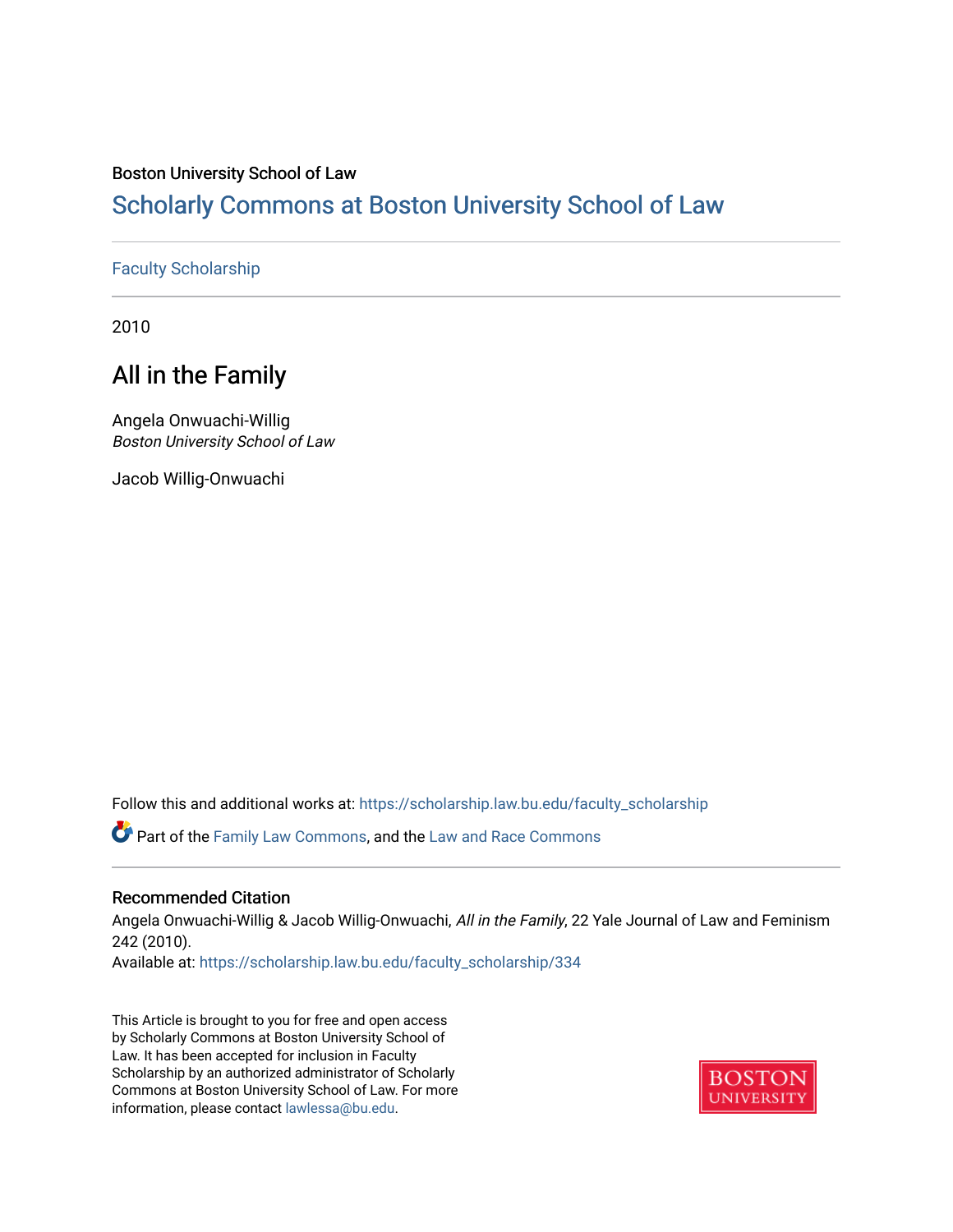Boston University School of Law

# Scholarly Commons at Boston University School of Law

Faculty Scholarship

2010

## All in the Family

Angela Onwuachi-Willig
*Boston University School of Law*

Jacob Willig-Onwuachi

Follow this and additional works at: https://scholarship.law.bu.edu/faculty_scholarship

Part of the Family Law Commons, and the Law and Race Commons

### Recommended Citation

Angela Onwuachi-Willig & Jacob Willig-Onwuachi, *All in the Family*, 22 Yale Journal of Law and Feminism 242 (2010).
Available at: https://scholarship.law.bu.edu/faculty_scholarship/334

This Article is brought to you for free and open access by Scholarly Commons at Boston University School of Law. It has been accepted for inclusion in Faculty Scholarship by an authorized administrator of Scholarly Commons at Boston University School of Law. For more information, please contact lawlessa@bu.edu.

BOSTON UNIVERSITY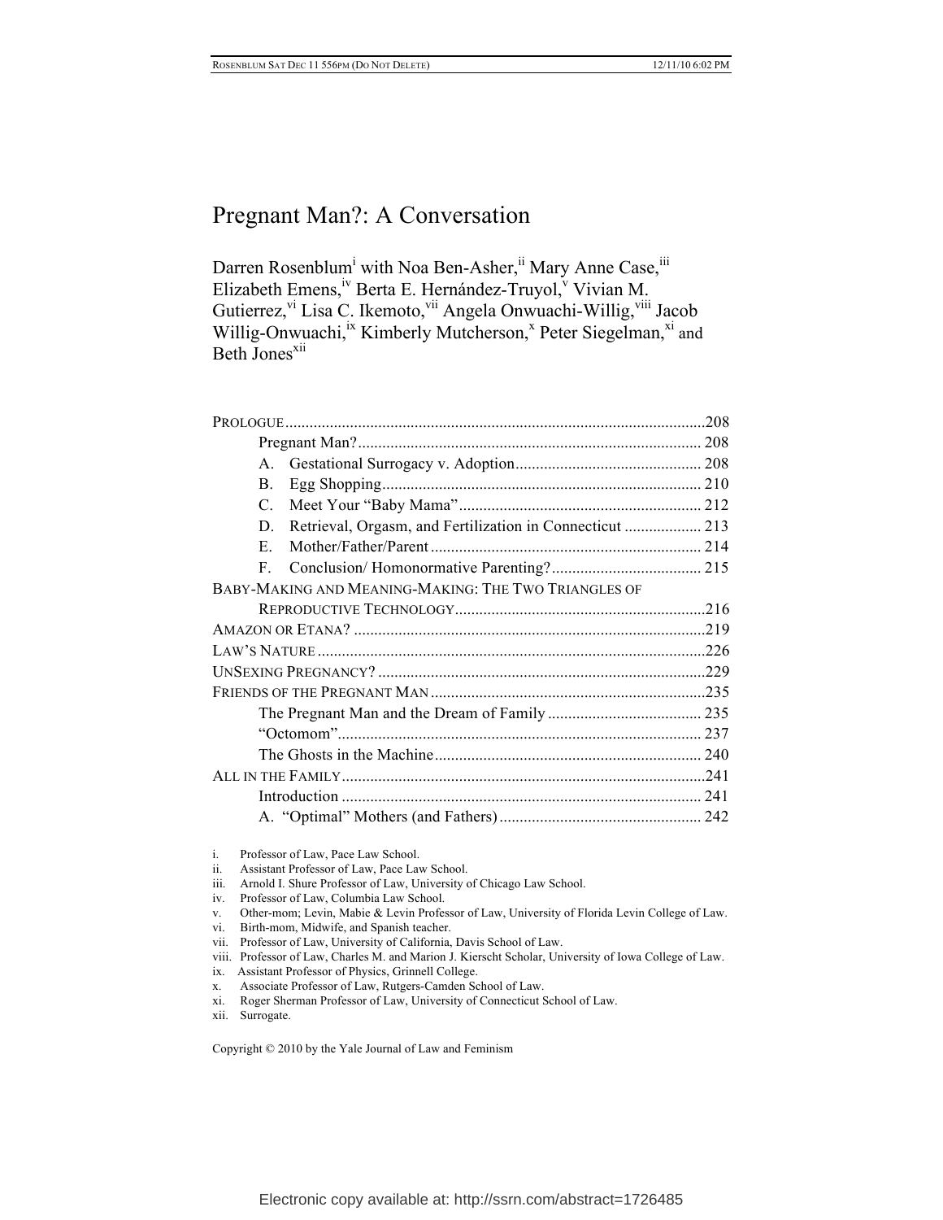# Pregnant Man?: A Conversation

Darren Rosenblum[i] with Noa Ben-Asher,[ii] Mary Anne Case,[iii] Elizabeth Emens,[iv] Berta E. Hernández-Truyol,[v] Vivian M. Gutierrez,[vi] Lisa C. Ikemoto,[vii] Angela Onwuachi-Willig,[viii] Jacob Willig-Onwuachi,[ix] Kimberly Mutcherson,[x] Peter Siegelman,[xi] and Beth Jones[xii]

| | |
|---|---|
| PROLOGUE | 208 |
| Pregnant Man? | 208 |
| A. Gestational Surrogacy v. Adoption | 208 |
| B. Egg Shopping | 210 |
| C. Meet Your "Baby Mama" | 212 |
| D. Retrieval, Orgasm, and Fertilization in Connecticut | 213 |
| E. Mother/Father/Parent | 214 |
| F. Conclusion/ Homonormative Parenting? | 215 |
| BABY-MAKING AND MEANING-MAKING: THE TWO TRIANGLES OF REPRODUCTIVE TECHNOLOGY | 216 |
| AMAZON OR ETANA? | 219 |
| LAW'S NATURE | 226 |
| UNSEXING PREGNANCY? | 229 |
| FRIENDS OF THE PREGNANT MAN | 235 |
| The Pregnant Man and the Dream of Family | 235 |
| "Octomom" | 237 |
| The Ghosts in the Machine | 240 |
| ALL IN THE FAMILY | 241 |
| Introduction | 241 |
| A. "Optimal" Mothers (and Fathers) | 242 |

i. Professor of Law, Pace Law School.
ii. Assistant Professor of Law, Pace Law School.
iii. Arnold I. Shure Professor of Law, University of Chicago Law School.
iv. Professor of Law, Columbia Law School.
v. Other-mom; Levin, Mabie & Levin Professor of Law, University of Florida Levin College of Law.
vi. Birth-mom, Midwife, and Spanish teacher.
vii. Professor of Law, University of California, Davis School of Law.
viii. Professor of Law, Charles M. and Marion J. Kierscht Scholar, University of Iowa College of Law.
ix. Assistant Professor of Physics, Grinnell College.
x. Associate Professor of Law, Rutgers-Camden School of Law.
xi. Roger Sherman Professor of Law, University of Connecticut School of Law.
xii. Surrogate.

Copyright © 2010 by the Yale Journal of Law and Feminism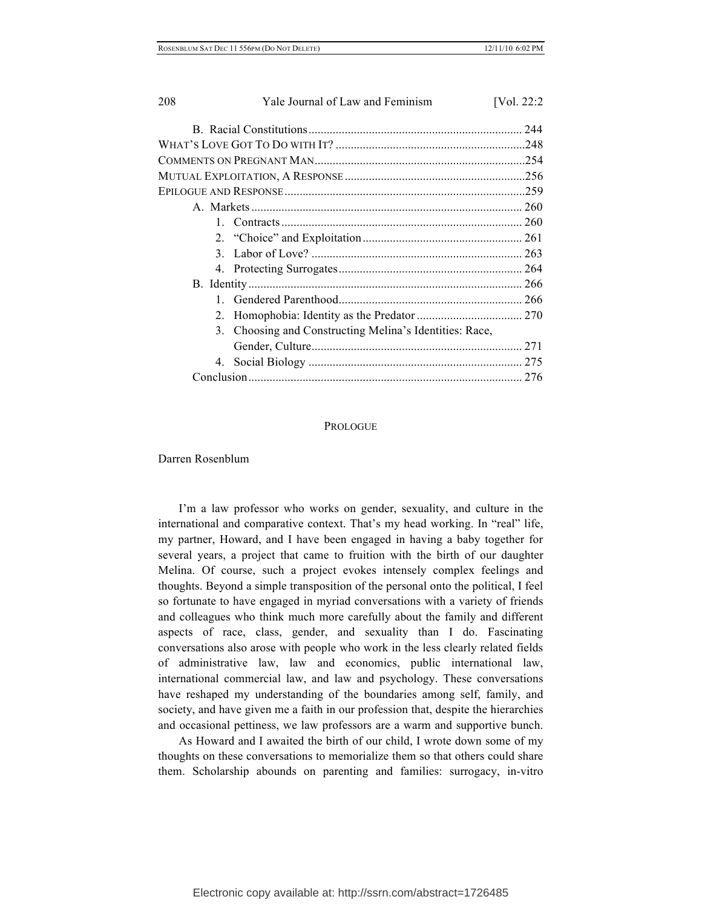B. Racial Constitutions ...................................................................... 244

WHAT'S LOVE GOT TO DO WITH IT? ..............................................................248

COMMENTS ON PREGNANT MAN.....................................................................254

MUTUAL EXPLOITATION, A RESPONSE ...........................................................256

EPILOGUE AND RESPONSE...............................................................................259

A. Markets ......................................................................................... 260

1. Contracts ............................................................................... 260
2. "Choice" and Exploitation .................................................... 261
3. Labor of Love? ..................................................................... 263
4. Protecting Surrogates ............................................................ 264

B. Identity .......................................................................................... 266

1. Gendered Parenthood............................................................ 266
2. Homophobia: Identity as the Predator .................................. 270
3. Choosing and Constructing Melina's Identities: Race, Gender, Culture..................................................................... 271
4. Social Biology ...................................................................... 275

Conclusion .......................................................................................... 276

## PROLOGUE

Darren Rosenblum

I'm a law professor who works on gender, sexuality, and culture in the international and comparative context. That's my head working. In "real" life, my partner, Howard, and I have been engaged in having a baby together for several years, a project that came to fruition with the birth of our daughter Melina. Of course, such a project evokes intensely complex feelings and thoughts. Beyond a simple transposition of the personal onto the political, I feel so fortunate to have engaged in myriad conversations with a variety of friends and colleagues who think much more carefully about the family and different aspects of race, class, gender, and sexuality than I do. Fascinating conversations also arose with people who work in the less clearly related fields of administrative law, law and economics, public international law, international commercial law, and law and psychology. These conversations have reshaped my understanding of the boundaries among self, family, and society, and have given me a faith in our profession that, despite the hierarchies and occasional pettiness, we law professors are a warm and supportive bunch.

As Howard and I awaited the birth of our child, I wrote down some of my thoughts on these conversations to memorialize them so that others could share them. Scholarship abounds on parenting and families: surrogacy, in-vitro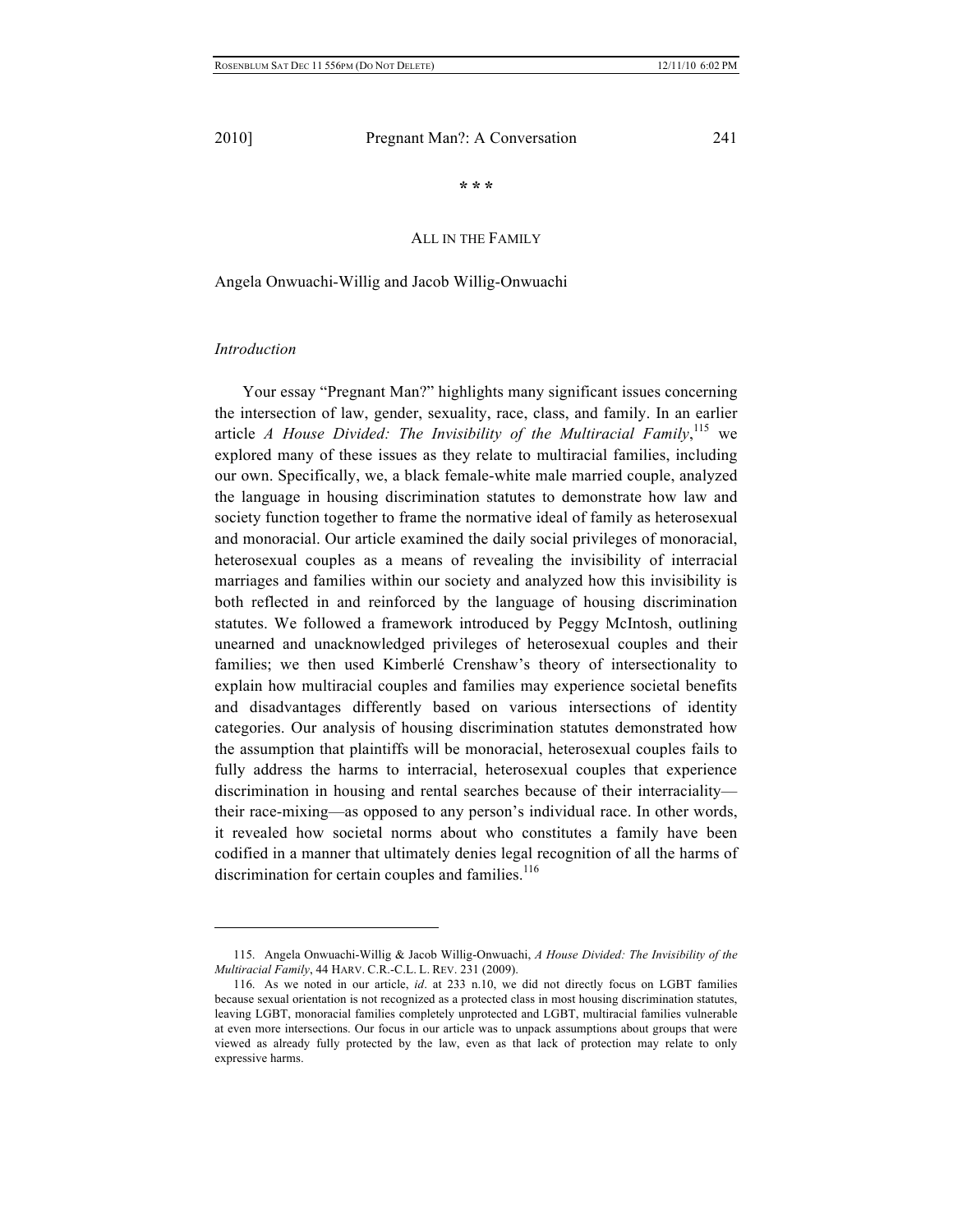\* \* \*

## ALL IN THE FAMILY

Angela Onwuachi-Willig and Jacob Willig-Onwuachi

### *Introduction*

Your essay "Pregnant Man?" highlights many significant issues concerning the intersection of law, gender, sexuality, race, class, and family. In an earlier article *A House Divided: The Invisibility of the Multiracial Family*,[115] we explored many of these issues as they relate to multiracial families, including our own. Specifically, we, a black female-white male married couple, analyzed the language in housing discrimination statutes to demonstrate how law and society function together to frame the normative ideal of family as heterosexual and monoracial. Our article examined the daily social privileges of monoracial, heterosexual couples as a means of revealing the invisibility of interracial marriages and families within our society and analyzed how this invisibility is both reflected in and reinforced by the language of housing discrimination statutes. We followed a framework introduced by Peggy McIntosh, outlining unearned and unacknowledged privileges of heterosexual couples and their families; we then used Kimberlé Crenshaw's theory of intersectionality to explain how multiracial couples and families may experience societal benefits and disadvantages differently based on various intersections of identity categories. Our analysis of housing discrimination statutes demonstrated how the assumption that plaintiffs will be monoracial, heterosexual couples fails to fully address the harms to interracial, heterosexual couples that experience discrimination in housing and rental searches because of their interraciality—their race-mixing—as opposed to any person's individual race. In other words, it revealed how societal norms about who constitutes a family have been codified in a manner that ultimately denies legal recognition of all the harms of discrimination for certain couples and families.[116]

---

115. Angela Onwuachi-Willig & Jacob Willig-Onwuachi, *A House Divided: The Invisibility of the Multiracial Family*, 44 HARV. C.R.-C.L. L. REV. 231 (2009).

116. As we noted in our article, *id*. at 233 n.10, we did not directly focus on LGBT families because sexual orientation is not recognized as a protected class in most housing discrimination statutes, leaving LGBT, monoracial families completely unprotected and LGBT, multiracial families vulnerable at even more intersections. Our focus in our article was to unpack assumptions about groups that were viewed as already fully protected by the law, even as that lack of protection may relate to only expressive harms.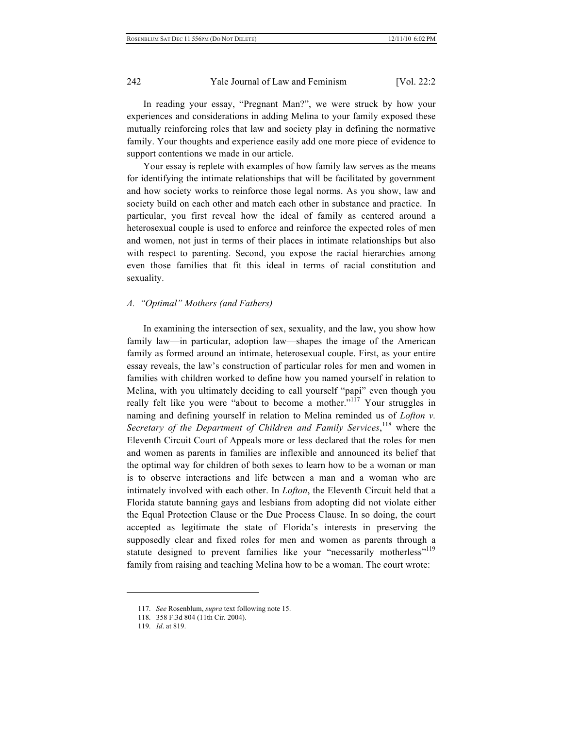In reading your essay, "Pregnant Man?", we were struck by how your experiences and considerations in adding Melina to your family exposed these mutually reinforcing roles that law and society play in defining the normative family. Your thoughts and experience easily add one more piece of evidence to support contentions we made in our article.

Your essay is replete with examples of how family law serves as the means for identifying the intimate relationships that will be facilitated by government and how society works to reinforce those legal norms. As you show, law and society build on each other and match each other in substance and practice. In particular, you first reveal how the ideal of family as centered around a heterosexual couple is used to enforce and reinforce the expected roles of men and women, not just in terms of their places in intimate relationships but also with respect to parenting. Second, you expose the racial hierarchies among even those families that fit this ideal in terms of racial constitution and sexuality.

### *A. "Optimal" Mothers (and Fathers)*

In examining the intersection of sex, sexuality, and the law, you show how family law—in particular, adoption law—shapes the image of the American family as formed around an intimate, heterosexual couple. First, as your entire essay reveals, the law's construction of particular roles for men and women in families with children worked to define how you named yourself in relation to Melina, with you ultimately deciding to call yourself "papi" even though you really felt like you were "about to become a mother."[117] Your struggles in naming and defining yourself in relation to Melina reminded us of *Lofton v. Secretary of the Department of Children and Family Services*,[118] where the Eleventh Circuit Court of Appeals more or less declared that the roles for men and women as parents in families are inflexible and announced its belief that the optimal way for children of both sexes to learn how to be a woman or man is to observe interactions and life between a man and a woman who are intimately involved with each other. In *Lofton*, the Eleventh Circuit held that a Florida statute banning gays and lesbians from adopting did not violate either the Equal Protection Clause or the Due Process Clause. In so doing, the court accepted as legitimate the state of Florida's interests in preserving the supposedly clear and fixed roles for men and women as parents through a statute designed to prevent families like your "necessarily motherless"[119] family from raising and teaching Melina how to be a woman. The court wrote:

---

117. *See* Rosenblum, *supra* text following note 15.

118. 358 F.3d 804 (11th Cir. 2004).

119. *Id*. at 819.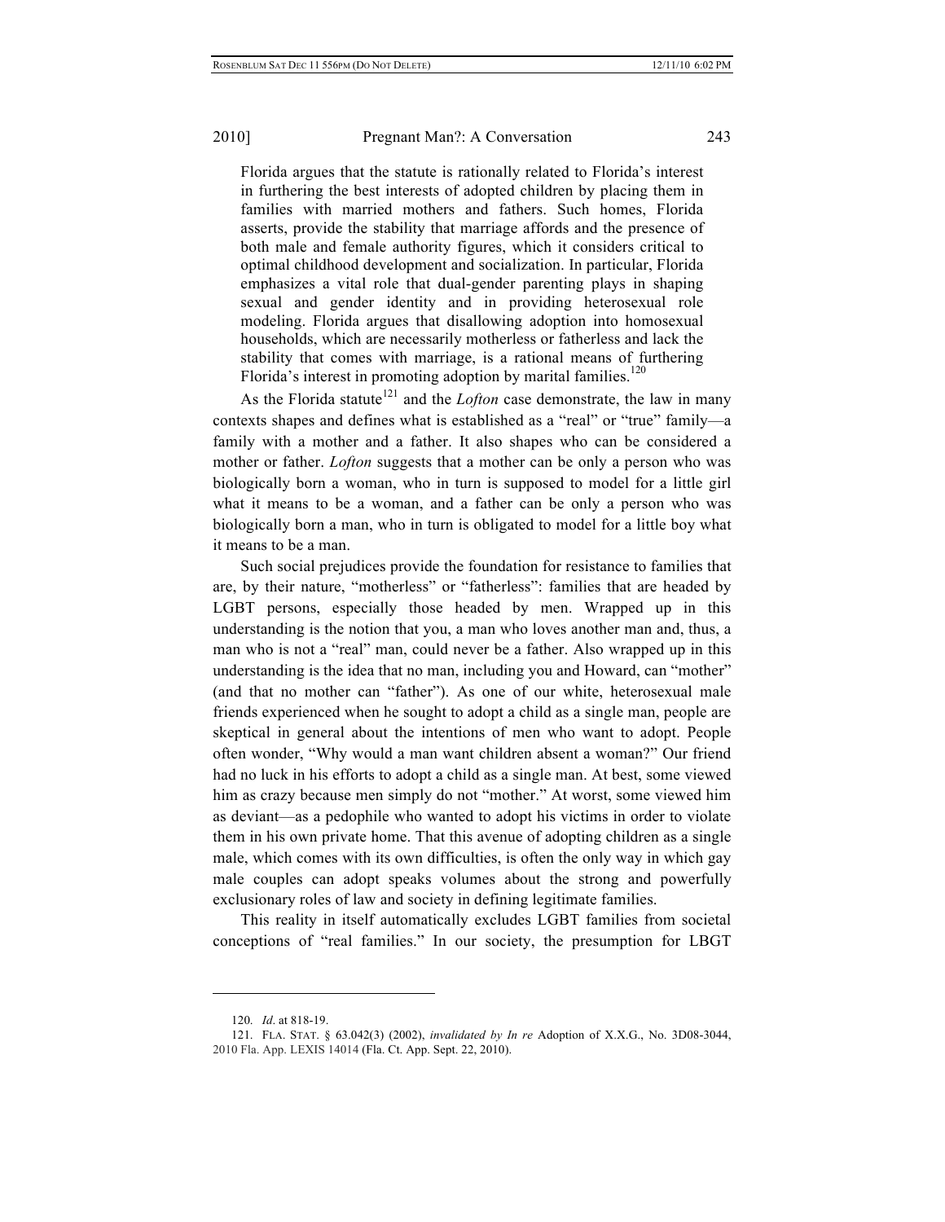> Florida argues that the statute is rationally related to Florida's interest in furthering the best interests of adopted children by placing them in families with married mothers and fathers. Such homes, Florida asserts, provide the stability that marriage affords and the presence of both male and female authority figures, which it considers critical to optimal childhood development and socialization. In particular, Florida emphasizes a vital role that dual-gender parenting plays in shaping sexual and gender identity and in providing heterosexual role modeling. Florida argues that disallowing adoption into homosexual households, which are necessarily motherless or fatherless and lack the stability that comes with marriage, is a rational means of furthering Florida's interest in promoting adoption by marital families.[120]

As the Florida statute[121] and the *Lofton* case demonstrate, the law in many contexts shapes and defines what is established as a "real" or "true" family—a family with a mother and a father. It also shapes who can be considered a mother or father. *Lofton* suggests that a mother can be only a person who was biologically born a woman, who in turn is supposed to model for a little girl what it means to be a woman, and a father can be only a person who was biologically born a man, who in turn is obligated to model for a little boy what it means to be a man.

Such social prejudices provide the foundation for resistance to families that are, by their nature, "motherless" or "fatherless": families that are headed by LGBT persons, especially those headed by men. Wrapped up in this understanding is the notion that you, a man who loves another man and, thus, a man who is not a "real" man, could never be a father. Also wrapped up in this understanding is the idea that no man, including you and Howard, can "mother" (and that no mother can "father"). As one of our white, heterosexual male friends experienced when he sought to adopt a child as a single man, people are skeptical in general about the intentions of men who want to adopt. People often wonder, "Why would a man want children absent a woman?" Our friend had no luck in his efforts to adopt a child as a single man. At best, some viewed him as crazy because men simply do not "mother." At worst, some viewed him as deviant—as a pedophile who wanted to adopt his victims in order to violate them in his own private home. That this avenue of adopting children as a single male, which comes with its own difficulties, is often the only way in which gay male couples can adopt speaks volumes about the strong and powerfully exclusionary roles of law and society in defining legitimate families.

This reality in itself automatically excludes LGBT families from societal conceptions of "real families." In our society, the presumption for LBGT

---

120. *Id*. at 818-19.

121. FLA. STAT. § 63.042(3) (2002), *invalidated by In re* Adoption of X.X.G., No. 3D08-3044, 2010 Fla. App. LEXIS 14014 (Fla. Ct. App. Sept. 22, 2010).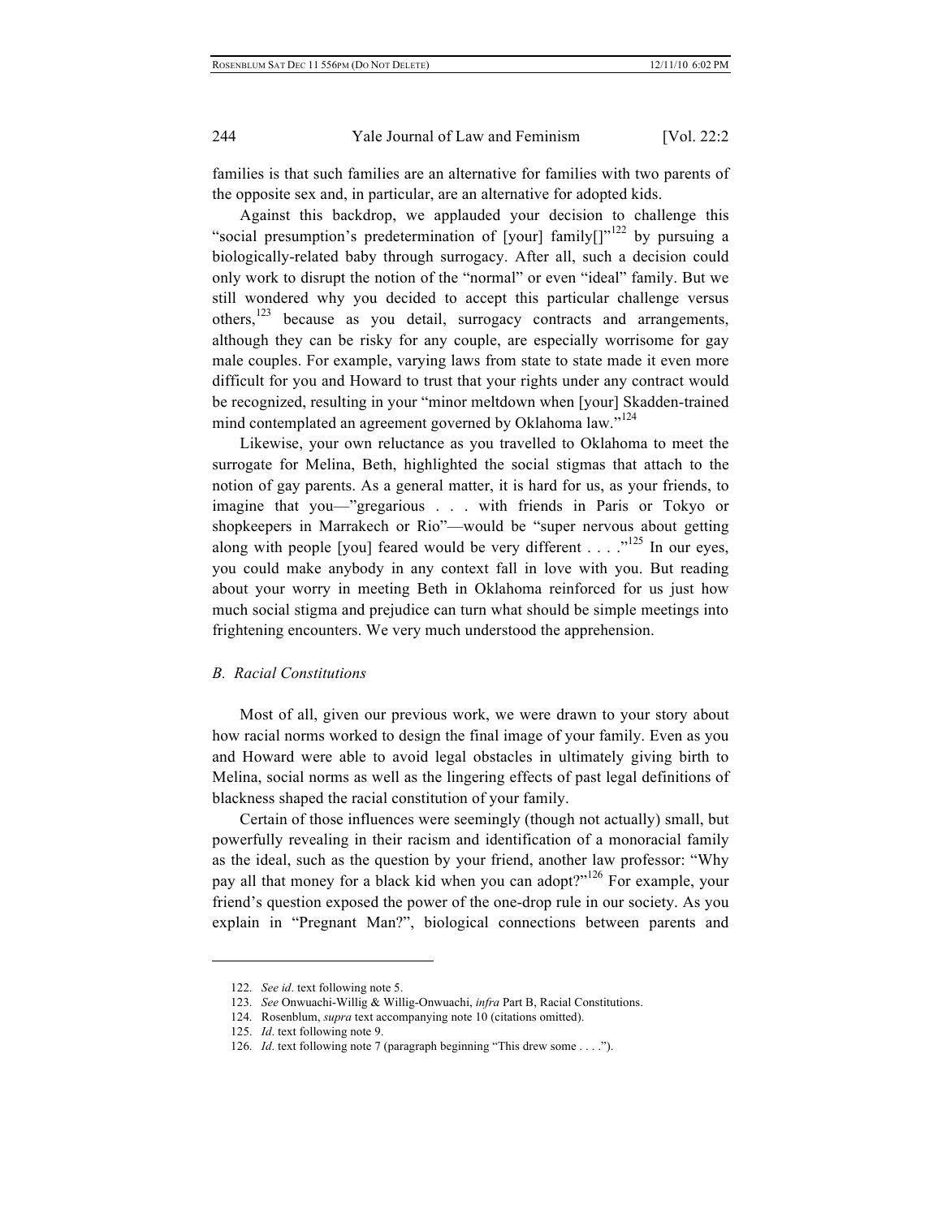families is that such families are an alternative for families with two parents of the opposite sex and, in particular, are an alternative for adopted kids.

Against this backdrop, we applauded your decision to challenge this "social presumption's predetermination of [your] family[]"[122] by pursuing a biologically-related baby through surrogacy. After all, such a decision could only work to disrupt the notion of the "normal" or even "ideal" family. But we still wondered why you decided to accept this particular challenge versus others,[123] because as you detail, surrogacy contracts and arrangements, although they can be risky for any couple, are especially worrisome for gay male couples. For example, varying laws from state to state made it even more difficult for you and Howard to trust that your rights under any contract would be recognized, resulting in your "minor meltdown when [your] Skadden-trained mind contemplated an agreement governed by Oklahoma law."[124]

Likewise, your own reluctance as you travelled to Oklahoma to meet the surrogate for Melina, Beth, highlighted the social stigmas that attach to the notion of gay parents. As a general matter, it is hard for us, as your friends, to imagine that you—"gregarious . . . with friends in Paris or Tokyo or shopkeepers in Marrakech or Rio"—would be "super nervous about getting along with people [you] feared would be very different . . . ."[125] In our eyes, you could make anybody in any context fall in love with you. But reading about your worry in meeting Beth in Oklahoma reinforced for us just how much social stigma and prejudice can turn what should be simple meetings into frightening encounters. We very much understood the apprehension.

### *B. Racial Constitutions*

Most of all, given our previous work, we were drawn to your story about how racial norms worked to design the final image of your family. Even as you and Howard were able to avoid legal obstacles in ultimately giving birth to Melina, social norms as well as the lingering effects of past legal definitions of blackness shaped the racial constitution of your family.

Certain of those influences were seemingly (though not actually) small, but powerfully revealing in their racism and identification of a monoracial family as the ideal, such as the question by your friend, another law professor: "Why pay all that money for a black kid when you can adopt?"[126] For example, your friend's question exposed the power of the one-drop rule in our society. As you explain in "Pregnant Man?", biological connections between parents and

---

122. *See id*. text following note 5.

123. *See* Onwuachi-Willig & Willig-Onwuachi, *infra* Part B, Racial Constitutions.

124. Rosenblum, *supra* text accompanying note 10 (citations omitted).

125. *Id*. text following note 9.

126. *Id*. text following note 7 (paragraph beginning "This drew some . . . .").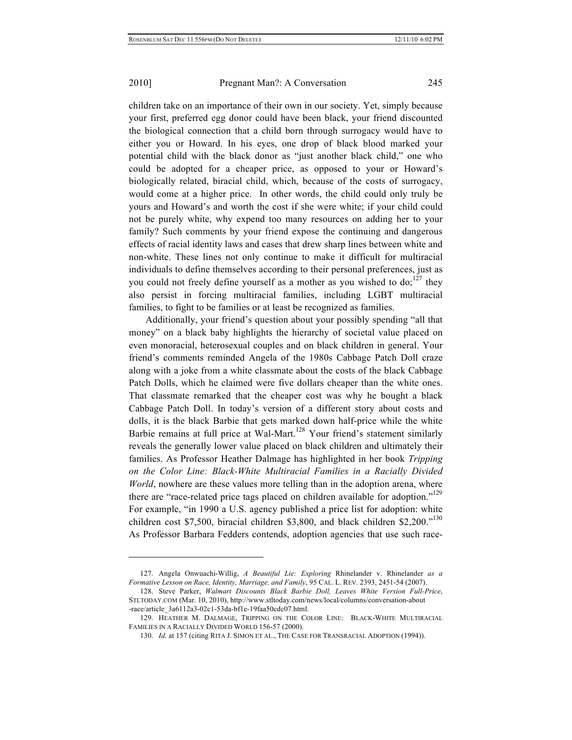children take on an importance of their own in our society. Yet, simply because your first, preferred egg donor could have been black, your friend discounted the biological connection that a child born through surrogacy would have to either you or Howard. In his eyes, one drop of black blood marked your potential child with the black donor as "just another black child," one who could be adopted for a cheaper price, as opposed to your or Howard's biologically related, biracial child, which, because of the costs of surrogacy, would come at a higher price. In other words, the child could only truly be yours and Howard's and worth the cost if she were white; if your child could not be purely white, why expend too many resources on adding her to your family? Such comments by your friend expose the continuing and dangerous effects of racial identity laws and cases that drew sharp lines between white and non-white. These lines not only continue to make it difficult for multiracial individuals to define themselves according to their personal preferences, just as you could not freely define yourself as a mother as you wished to do;[127] they also persist in forcing multiracial families, including LGBT multiracial families, to fight to be families or at least be recognized as families.

Additionally, your friend's question about your possibly spending "all that money" on a black baby highlights the hierarchy of societal value placed on even monoracial, heterosexual couples and on black children in general. Your friend's comments reminded Angela of the 1980s Cabbage Patch Doll craze along with a joke from a white classmate about the costs of the black Cabbage Patch Dolls, which he claimed were five dollars cheaper than the white ones. That classmate remarked that the cheaper cost was why he bought a black Cabbage Patch Doll. In today's version of a different story about costs and dolls, it is the black Barbie that gets marked down half-price while the white Barbie remains at full price at Wal-Mart.[128] Your friend's statement similarly reveals the generally lower value placed on black children and ultimately their families. As Professor Heather Dalmage has highlighted in her book *Tripping on the Color Line: Black-White Multiracial Families in a Racially Divided World*, nowhere are these values more telling than in the adoption arena, where there are "race-related price tags placed on children available for adoption."[129] For example, "in 1990 a U.S. agency published a price list for adoption: white children cost $7,500, biracial children $3,800, and black children $2,200."[130] As Professor Barbara Fedders contends, adoption agencies that use such race-

---

127. Angela Onwuachi-Willig, *A Beautiful Lie: Exploring* Rhinelander v. Rhinelander *as a Formative Lesson on Race, Identity, Marriage, and Family*, 95 CAL. L. REV. 2393, 2451-54 (2007).

128. Steve Parker, *Walmart Discounts Black Barbie Doll, Leaves White Version Full-Price*, STLTODAY.COM (Mar. 10, 2010), http://www.stltoday.com/news/local/columns/conversation-about-race/article_3a6112a3-02c1-53da-bf1e-19faa50cdc07.html.

129. HEATHER M. DALMAGE, TRIPPING ON THE COLOR LINE: BLACK-WHITE MULTIRACIAL FAMILIES IN A RACIALLY DIVIDED WORLD 156-57 (2000).

130. *Id*. at 157 (citing RITA J. SIMON ET AL., THE CASE FOR TRANSRACIAL ADOPTION (1994)).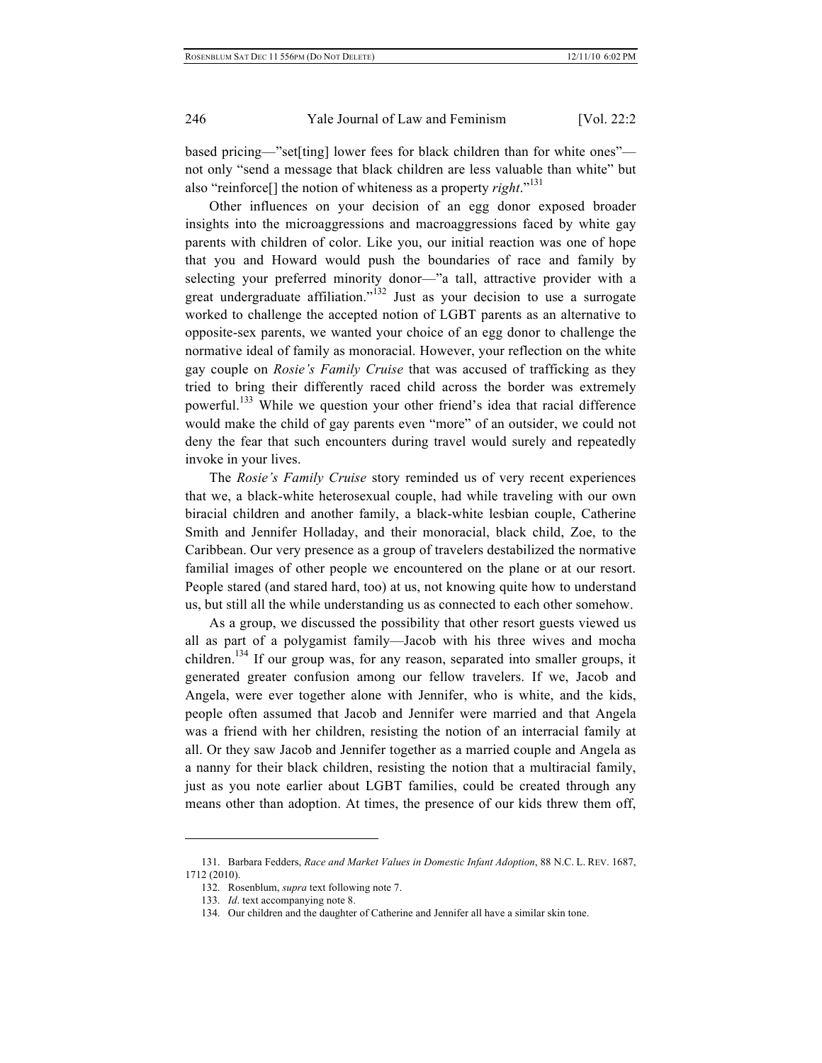based pricing—"set[ting] lower fees for black children than for white ones"—not only "send a message that black children are less valuable than white" but also "reinforce[] the notion of whiteness as a property *right*."[131]

Other influences on your decision of an egg donor exposed broader insights into the microaggressions and macroaggressions faced by white gay parents with children of color. Like you, our initial reaction was one of hope that you and Howard would push the boundaries of race and family by selecting your preferred minority donor—"a tall, attractive provider with a great undergraduate affiliation."[132] Just as your decision to use a surrogate worked to challenge the accepted notion of LGBT parents as an alternative to opposite-sex parents, we wanted your choice of an egg donor to challenge the normative ideal of family as monoracial. However, your reflection on the white gay couple on *Rosie's Family Cruise* that was accused of trafficking as they tried to bring their differently raced child across the border was extremely powerful.[133] While we question your other friend's idea that racial difference would make the child of gay parents even "more" of an outsider, we could not deny the fear that such encounters during travel would surely and repeatedly invoke in your lives.

The *Rosie's Family Cruise* story reminded us of very recent experiences that we, a black-white heterosexual couple, had while traveling with our own biracial children and another family, a black-white lesbian couple, Catherine Smith and Jennifer Holladay, and their monoracial, black child, Zoe, to the Caribbean. Our very presence as a group of travelers destabilized the normative familial images of other people we encountered on the plane or at our resort. People stared (and stared hard, too) at us, not knowing quite how to understand us, but still all the while understanding us as connected to each other somehow.

As a group, we discussed the possibility that other resort guests viewed us all as part of a polygamist family—Jacob with his three wives and mocha children.[134] If our group was, for any reason, separated into smaller groups, it generated greater confusion among our fellow travelers. If we, Jacob and Angela, were ever together alone with Jennifer, who is white, and the kids, people often assumed that Jacob and Jennifer were married and that Angela was a friend with her children, resisting the notion of an interracial family at all. Or they saw Jacob and Jennifer together as a married couple and Angela as a nanny for their black children, resisting the notion that a multiracial family, just as you note earlier about LGBT families, could be created through any means other than adoption. At times, the presence of our kids threw them off,

---

131. Barbara Fedders, *Race and Market Values in Domestic Infant Adoption*, 88 N.C. L. REV. 1687, 1712 (2010).

132. Rosenblum, *supra* text following note 7.

133. *Id*. text accompanying note 8.

134. Our children and the daughter of Catherine and Jennifer all have a similar skin tone.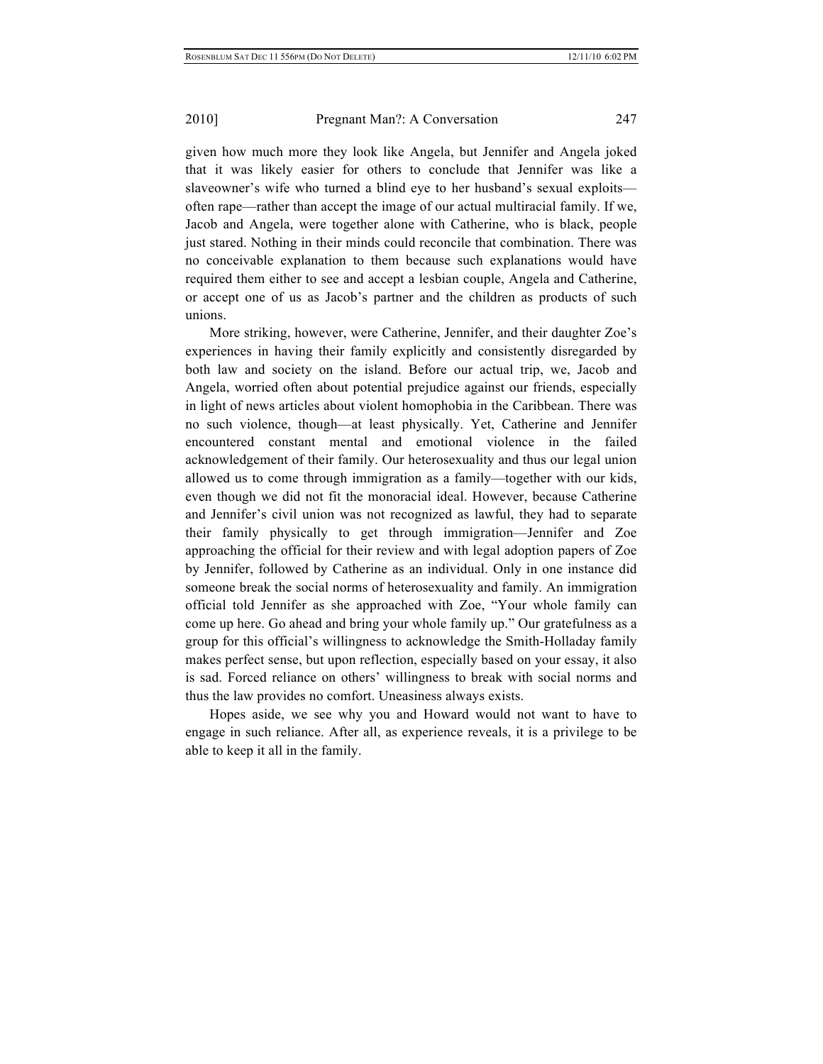given how much more they look like Angela, but Jennifer and Angela joked that it was likely easier for others to conclude that Jennifer was like a slaveowner's wife who turned a blind eye to her husband's sexual exploits—often rape—rather than accept the image of our actual multiracial family. If we, Jacob and Angela, were together alone with Catherine, who is black, people just stared. Nothing in their minds could reconcile that combination. There was no conceivable explanation to them because such explanations would have required them either to see and accept a lesbian couple, Angela and Catherine, or accept one of us as Jacob's partner and the children as products of such unions.

More striking, however, were Catherine, Jennifer, and their daughter Zoe's experiences in having their family explicitly and consistently disregarded by both law and society on the island. Before our actual trip, we, Jacob and Angela, worried often about potential prejudice against our friends, especially in light of news articles about violent homophobia in the Caribbean. There was no such violence, though—at least physically. Yet, Catherine and Jennifer encountered constant mental and emotional violence in the failed acknowledgement of their family. Our heterosexuality and thus our legal union allowed us to come through immigration as a family—together with our kids, even though we did not fit the monoracial ideal. However, because Catherine and Jennifer's civil union was not recognized as lawful, they had to separate their family physically to get through immigration—Jennifer and Zoe approaching the official for their review and with legal adoption papers of Zoe by Jennifer, followed by Catherine as an individual. Only in one instance did someone break the social norms of heterosexuality and family. An immigration official told Jennifer as she approached with Zoe, "Your whole family can come up here. Go ahead and bring your whole family up." Our gratefulness as a group for this official's willingness to acknowledge the Smith-Holladay family makes perfect sense, but upon reflection, especially based on your essay, it also is sad. Forced reliance on others' willingness to break with social norms and thus the law provides no comfort. Uneasiness always exists.

Hopes aside, we see why you and Howard would not want to have to engage in such reliance. After all, as experience reveals, it is a privilege to be able to keep it all in the family.